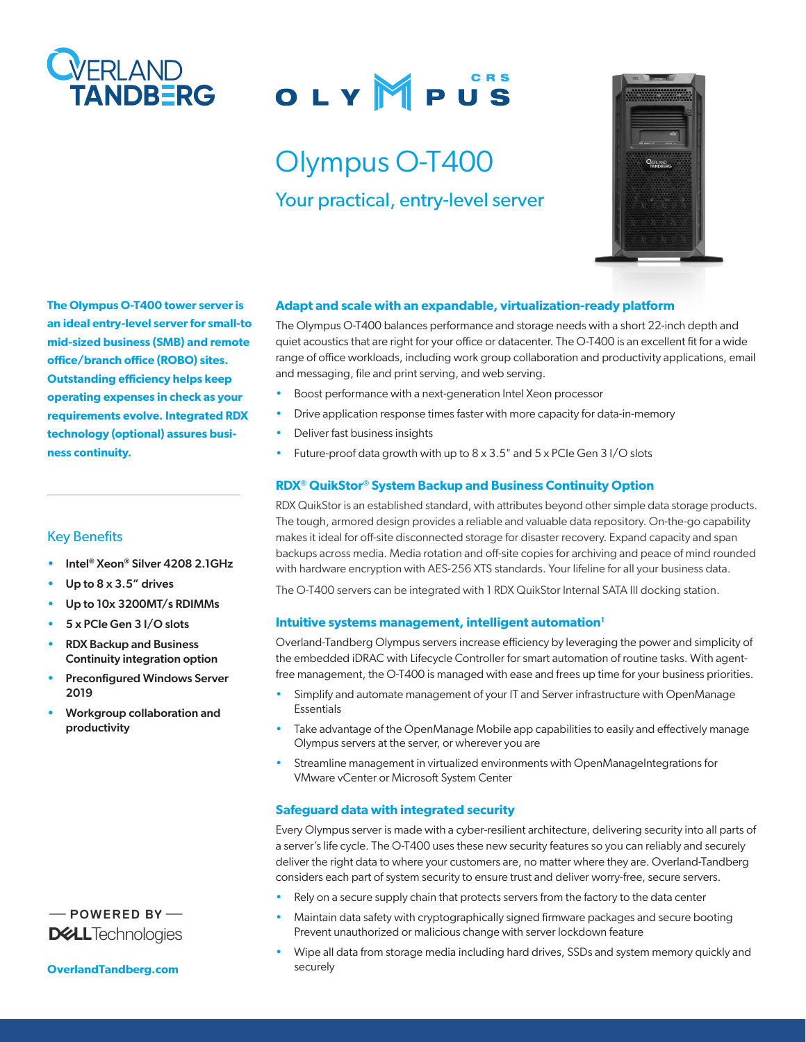# Olympus O-T400

## Your practical, entry-level server

**The Olympus O-T400 tower server is an ideal entry-level server for small-to mid-sized business (SMB) and remote office/branch office (ROBO) sites. Outstanding efficiency helps keep operating expenses in check as your requirements evolve. Integrated RDX technology (optional) assures business continuity.**

### Key Benefits

- **Intel® Xeon® Silver 4208 2.1GHz**
- **Up to 8 x 3.5" drives**
- **Up to 10x 3200MT/s RDIMMs**
- **5 x PCIe Gen 3 I/O slots**
- **RDX Backup and Business Continuity integration option**
- **Preconfigured Windows Server 2019**
- **Workgroup collaboration and productivity**

POWERED BY DELL Technologies

OverlandTandberg.com

### Adapt and scale with an expandable, virtualization-ready platform

The Olympus O-T400 balances performance and storage needs with a short 22-inch depth and quiet acoustics that are right for your office or datacenter. The O-T400 is an excellent fit for a wide range of office workloads, including work group collaboration and productivity applications, email and messaging, file and print serving, and web serving.

- Boost performance with a next-generation Intel Xeon processor
- Drive application response times faster with more capacity for data-in-memory
- Deliver fast business insights
- Future-proof data growth with up to 8 x 3.5" and 5 x PCIe Gen 3 I/O slots

### RDX® QuikStor® System Backup and Business Continuity Option

RDX QuikStor is an established standard, with attributes beyond other simple data storage products. The tough, armored design provides a reliable and valuable data repository. On-the-go capability makes it ideal for off-site disconnected storage for disaster recovery. Expand capacity and span backups across media. Media rotation and off-site copies for archiving and peace of mind rounded with hardware encryption with AES-256 XTS standards. Your lifeline for all your business data.

The O-T400 servers can be integrated with 1 RDX QuikStor Internal SATA III docking station.

### Intuitive systems management, intelligent automation[1]

Overland-Tandberg Olympus servers increase efficiency by leveraging the power and simplicity of the embedded iDRAC with Lifecycle Controller for smart automation of routine tasks. With agent-free management, the O-T400 is managed with ease and frees up time for your business priorities.

- Simplify and automate management of your IT and Server infrastructure with OpenManage Essentials
- Take advantage of the OpenManage Mobile app capabilities to easily and effectively manage Olympus servers at the server, or wherever you are
- Streamline management in virtualized environments with OpenManageIntegrations for VMware vCenter or Microsoft System Center

### Safeguard data with integrated security

Every Olympus server is made with a cyber-resilient architecture, delivering security into all parts of a server's life cycle. The O-T400 uses these new security features so you can reliably and securely deliver the right data to where your customers are, no matter where they are. Overland-Tandberg considers each part of system security to ensure trust and deliver worry-free, secure servers.

- Rely on a secure supply chain that protects servers from the factory to the data center
- Maintain data safety with cryptographically signed firmware packages and secure booting Prevent unauthorized or malicious change with server lockdown feature
- Wipe all data from storage media including hard drives, SSDs and system memory quickly and securely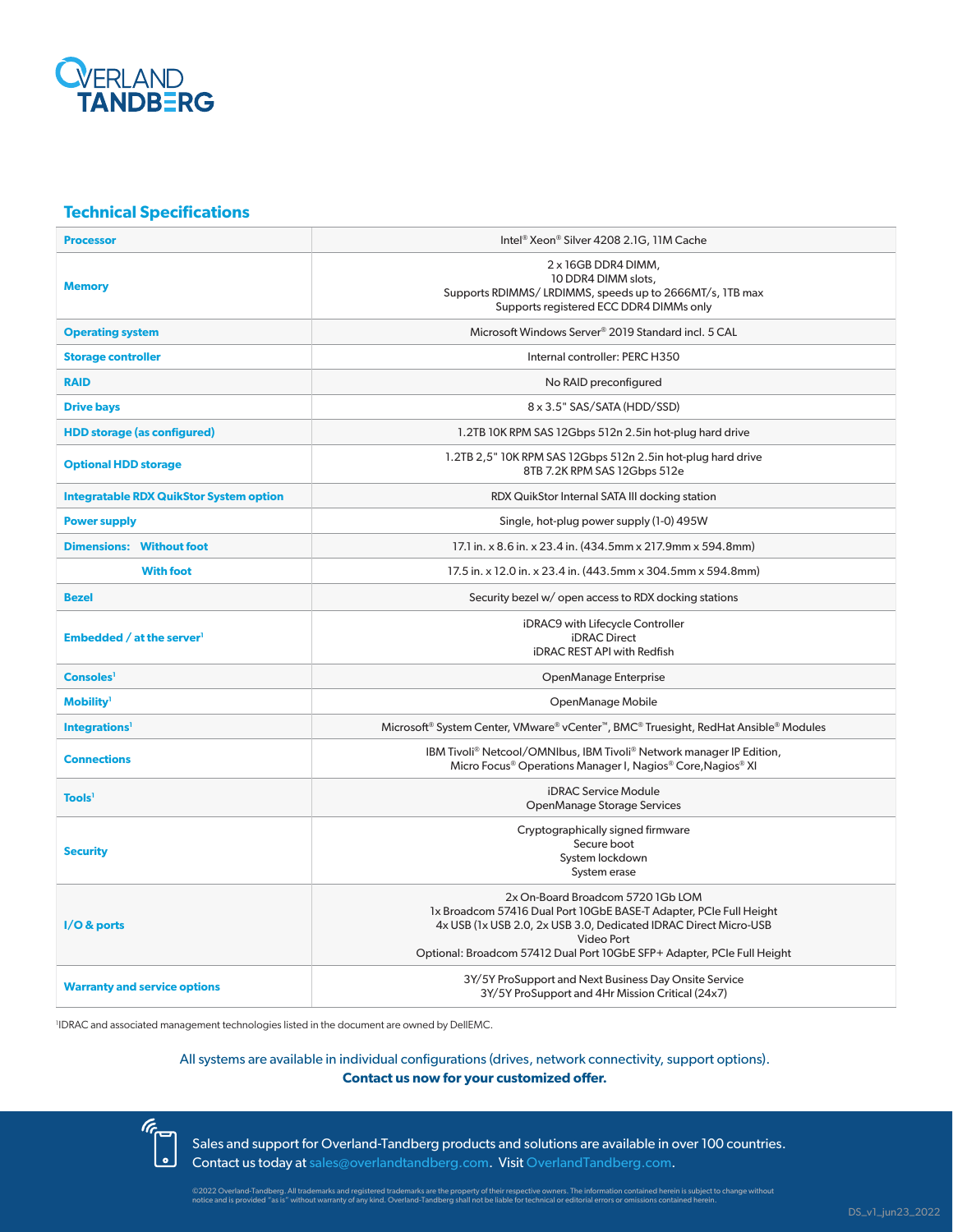## Technical Specifications

| | |
|---|---|
| **Processor** | Intel® Xeon® Silver 4208 2.1G, 11M Cache |
| **Memory** | 2 x 16GB DDR4 DIMM,<br>10 DDR4 DIMM slots,<br>Supports RDIMMS/ LRDIMMS, speeds up to 2666MT/s, 1TB max<br>Supports registered ECC DDR4 DIMMs only |
| **Operating system** | Microsoft Windows Server® 2019 Standard incl. 5 CAL |
| **Storage controller** | Internal controller: PERC H350 |
| **RAID** | No RAID preconfigured |
| **Drive bays** | 8 x 3.5" SAS/SATA (HDD/SSD) |
| **HDD storage (as configured)** | 1.2TB 10K RPM SAS 12Gbps 512n 2.5in hot-plug hard drive |
| **Optional HDD storage** | 1.2TB 2,5" 10K RPM SAS 12Gbps 512n 2.5in hot-plug hard drive<br>8TB 7.2K RPM SAS 12Gbps 512e |
| **Integratable RDX QuikStor System option** | RDX QuikStor Internal SATA III docking station |
| **Power supply** | Single, hot-plug power supply (1-0) 495W |
| **Dimensions: Without foot** | 17.1 in. x 8.6 in. x 23.4 in. (434.5mm x 217.9mm x 594.8mm) |
| **With foot** | 17.5 in. x 12.0 in. x 23.4 in. (443.5mm x 304.5mm x 594.8mm) |
| **Bezel** | Security bezel w/ open access to RDX docking stations |
| **Embedded / at the server**[1] | iDRAC9 with Lifecycle Controller<br>iDRAC Direct<br>iDRAC REST API with Redfish |
| **Consoles**[1] | OpenManage Enterprise |
| **Mobility**[1] | OpenManage Mobile |
| **Integrations**[1] | Microsoft® System Center, VMware® vCenter™, BMC® Truesight, RedHat Ansible® Modules |
| **Connections** | IBM Tivoli® Netcool/OMNIbus, IBM Tivoli® Network manager IP Edition,<br>Micro Focus® Operations Manager I, Nagios® Core,Nagios® XI |
| **Tools**[1] | iDRAC Service Module<br>OpenManage Storage Services |
| **Security** | Cryptographically signed firmware<br>Secure boot<br>System lockdown<br>System erase |
| **I/O & ports** | 2x On-Board Broadcom 5720 1Gb LOM<br>1x Broadcom 57416 Dual Port 10GbE BASE-T Adapter, PCIe Full Height<br>4x USB (1x USB 2.0, 2x USB 3.0, Dedicated IDRAC Direct Micro-USB<br>Video Port<br>Optional: Broadcom 57412 Dual Port 10GbE SFP+ Adapter, PCIe Full Height |
| **Warranty and service options** | 3Y/5Y ProSupport and Next Business Day Onsite Service<br>3Y/5Y ProSupport and 4Hr Mission Critical (24x7) |

[1]IDRAC and associated management technologies listed in the document are owned by DellEMC.

All systems are available in individual configurations (drives, network connectivity, support options).
**Contact us now for your customized offer.**

Sales and support for Overland-Tandberg products and solutions are available in over 100 countries.
Contact us today at sales@overlandtandberg.com. Visit OverlandTandberg.com.

©2022 Overland-Tandberg. All trademarks and registered trademarks are the property of their respective owners. The information contained herein is subject to change without notice and is provided "as is" without warranty of any kind. Overland-Tandberg shall not be liable for technical or editorial errors or omissions contained herein.

DS_v1_jun23_2022